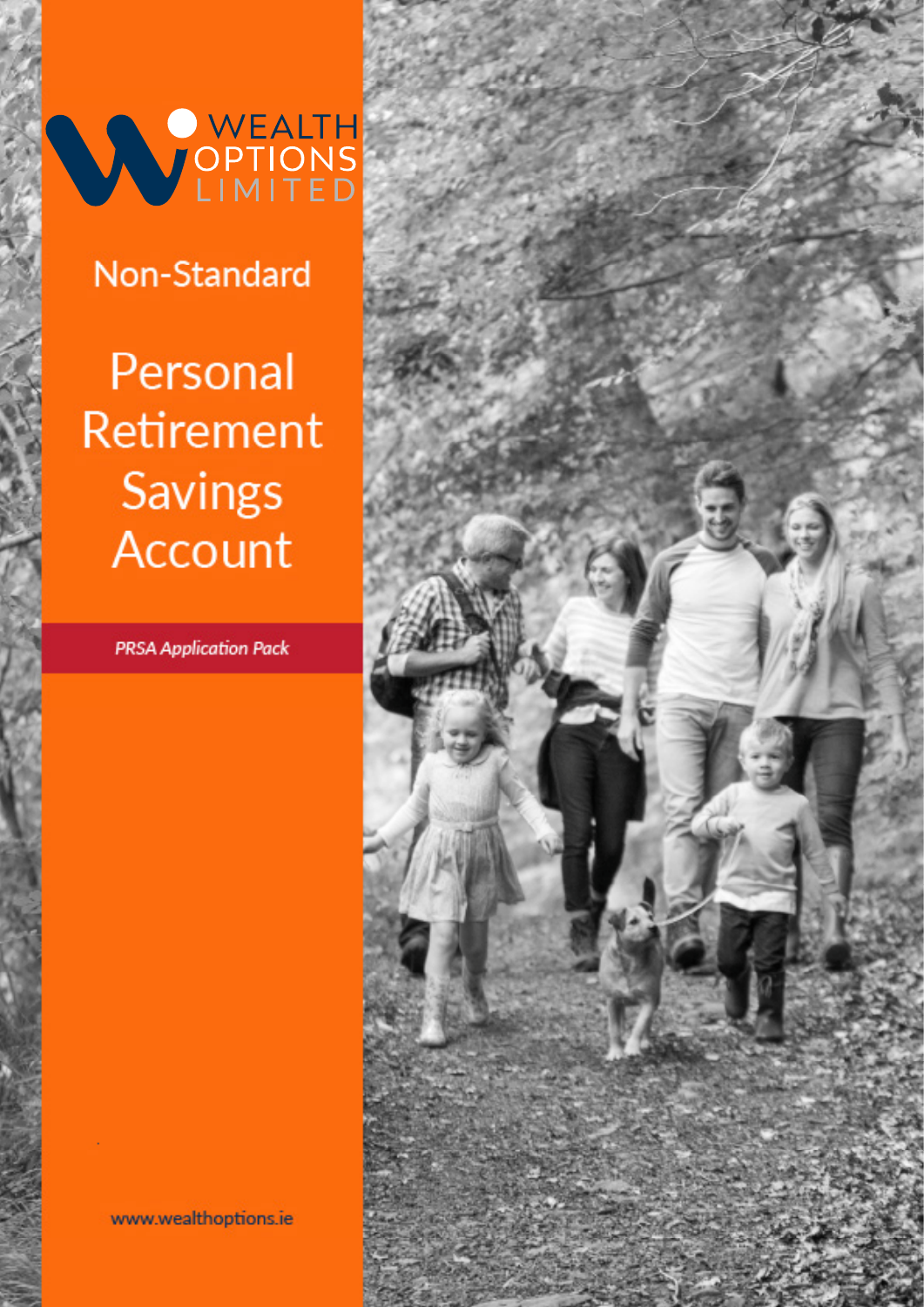WEALTH OPTIONS LIMITED

Non-Standard

# Personal Retirement Savings Account

*PRSA Application Pack*

www.wealthoptions.ie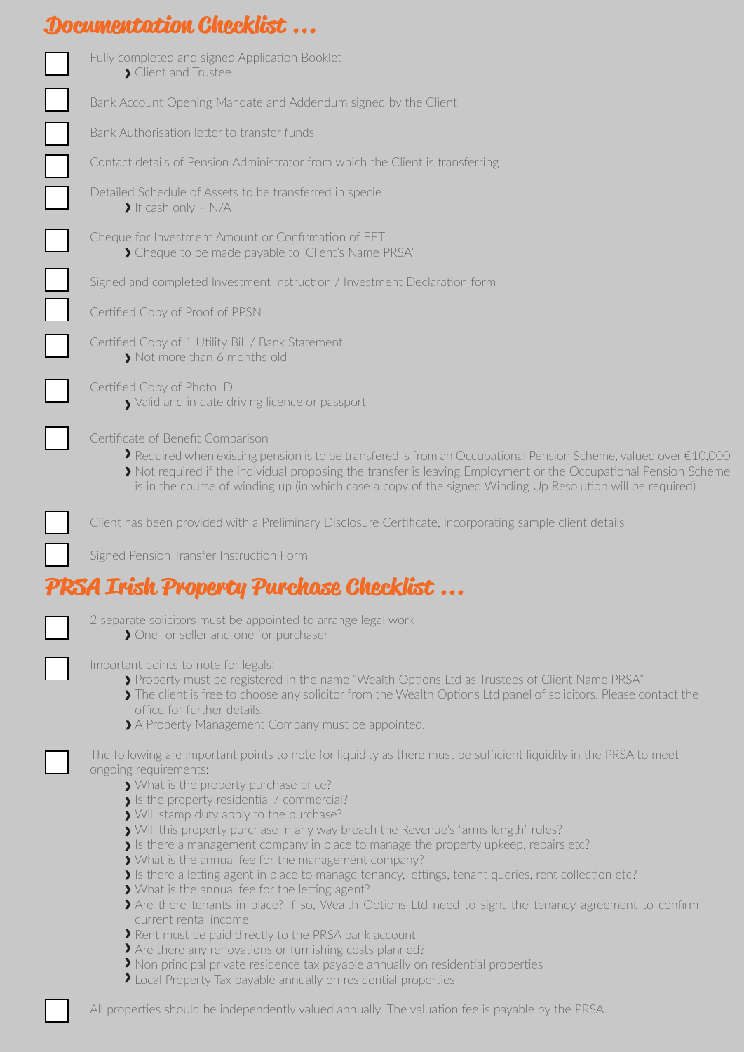## Documentation Checklist ...

- [ ] Fully completed and signed Application Booklet
  - Client and Trustee
- [ ] Bank Account Opening Mandate and Addendum signed by the Client
- [ ] Bank Authorisation letter to transfer funds
- [ ] Contact details of Pension Administrator from which the Client is transferring
- [ ] Detailed Schedule of Assets to be transferred in specie
  - If cash only – N/A
- [ ] Cheque for Investment Amount or Confirmation of EFT
  - Cheque to be made payable to 'Client's Name PRSA'
- [ ] Signed and completed Investment Instruction / Investment Declaration form
- [ ] Certified Copy of Proof of PPSN
- [ ] Certified Copy of 1 Utility Bill / Bank Statement
  - Not more than 6 months old
- [ ] Certified Copy of Photo ID
  - Valid and in date driving licence or passport
- [ ] Certificate of Benefit Comparison
  - Required when existing pension is to be transfered is from an Occupational Pension Scheme, valued over €10,000
  - Not required if the individual proposing the transfer is leaving Employment or the Occupational Pension Scheme is in the course of winding up (in which case a copy of the signed Winding Up Resolution will be required)
- [ ] Client has been provided with a Preliminary Disclosure Certificate, incorporating sample client details
- [ ] Signed Pension Transfer Instruction Form

## PRSA Irish Property Purchase Checklist ...

- [ ] 2 separate solicitors must be appointed to arrange legal work
  - One for seller and one for purchaser
- [ ] Important points to note for legals:
  - Property must be registered in the name "Wealth Options Ltd as Trustees of Client Name PRSA"
  - The client is free to choose any solicitor from the Wealth Options Ltd panel of solicitors. Please contact the office for further details.
  - A Property Management Company must be appointed.
- [ ] The following are important points to note for liquidity as there must be sufficient liquidity in the PRSA to meet ongoing requirements:
  - What is the property purchase price?
  - Is the property residential / commercial?
  - Will stamp duty apply to the purchase?
  - Will this property purchase in any way breach the Revenue's "arms length" rules?
  - Is there a management company in place to manage the property upkeep, repairs etc?
  - What is the annual fee for the management company?
  - Is there a letting agent in place to manage tenancy, lettings, tenant queries, rent collection etc?
  - What is the annual fee for the letting agent?
  - Are there tenants in place? If so, Wealth Options Ltd need to sight the tenancy agreement to confirm current rental income
  - Rent must be paid directly to the PRSA bank account
  - Are there any renovations or furnishing costs planned?
  - Non principal private residence tax payable annually on residential properties
  - Local Property Tax payable annually on residential properties
- [ ] All properties should be independently valued annually. The valuation fee is payable by the PRSA.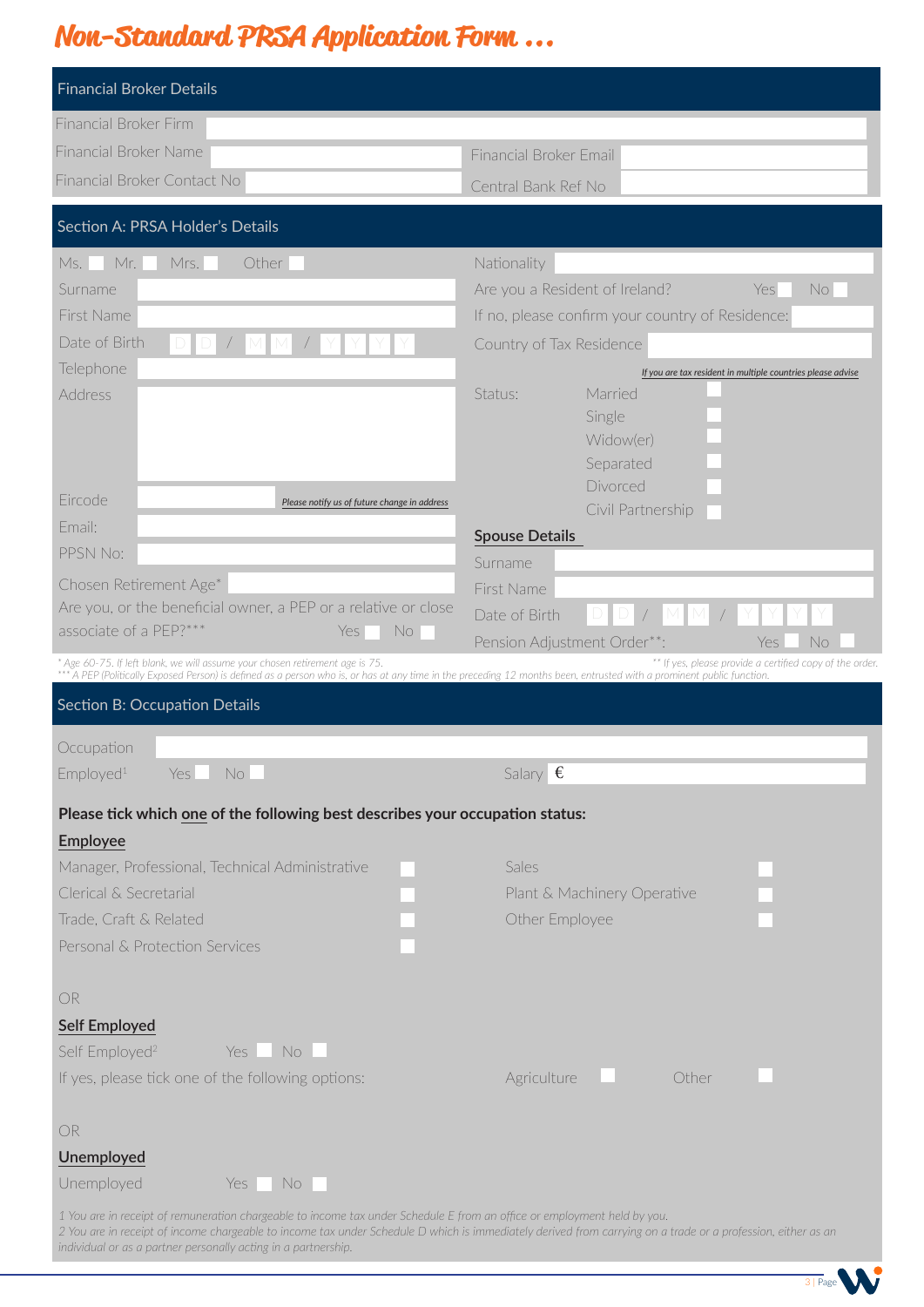# Non-Standard PRSA Application Form ...

## Financial Broker Details

Financial Broker Firm

Financial Broker Name

Financial Broker Email

Financial Broker Contact No

Central Bank Ref No

## Section A: PRSA Holder's Details

Ms. ☐ Mr. ☐ Mrs. ☐ Other ☐

Surname

First Name

Date of Birth D D / M M / Y Y Y Y

Telephone

Address

Eircode

*Please notify us of future change in address*

Email:

PPSN No:

Chosen Retirement Age*

Are you, or the beneficial owner, a PEP or a relative or close associate of a PEP?*** Yes ☐ No ☐

Nationality

Are you a Resident of Ireland? Yes ☐ No ☐

If no, please confirm your country of Residence:

Country of Tax Residence

*If you are tax resident in multiple countries please advise*

Status:
- Married ☐
- Single ☐
- Widow(er) ☐
- Separated ☐
- Divorced ☐
- Civil Partnership ☐

**Spouse Details**

Surname

First Name

Date of Birth D D / M M / Y Y Y Y

Pension Adjustment Order**: Yes ☐ No ☐

*\* Age 60-75. If left blank, we will assume your chosen retirement age is 75.*

*\*\* If yes, please provide a certified copy of the order.*

*\*\*\* A PEP (Politically Exposed Person) is defined as a person who is, or has at any time in the preceding 12 months been, entrusted with a prominent public function.*

## Section B: Occupation Details

Occupation

Employed[1] Yes ☐ No ☐

Salary €

**Please tick which one of the following best describes your occupation status:**

**Employee**

- Manager, Professional, Technical Administrative ☐
- Clerical & Secretarial ☐
- Trade, Craft & Related ☐
- Personal & Protection Services ☐
- Sales ☐
- Plant & Machinery Operative ☐
- Other Employee ☐

OR

**Self Employed**

Self Employed[2] Yes ☐ No ☐

If yes, please tick one of the following options: Agriculture ☐ Other ☐

OR

**Unemployed**

Unemployed Yes ☐ No ☐

*1 You are in receipt of remuneration chargeable to income tax under Schedule E from an office or employment held by you.*

*2 You are in receipt of income chargeable to income tax under Schedule D which is immediately derived from carrying on a trade or a profession, either as an individual or as a partner personally acting in a partnership.*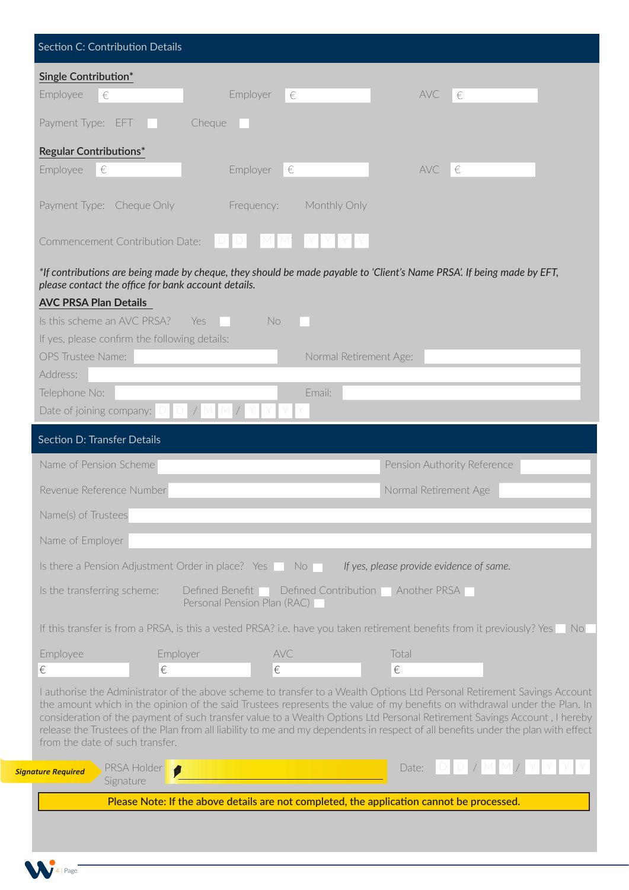## Section C: Contribution Details

**Single Contribution***

Employee € ______ Employer € ______ AVC € ______

Payment Type: EFT ☐ Cheque ☐

**Regular Contributions***

Employee € ______ Employer € ______ AVC € ______

Payment Type: Cheque Only Frequency: Monthly Only

Commencement Contribution Date: D D M M Y Y Y Y

*\*If contributions are being made by cheque, they should be made payable to 'Client's Name PRSA'. If being made by EFT, please contact the office for bank account details.*

**AVC PRSA Plan Details**

Is this scheme an AVC PRSA? Yes ☐ No ☐

If yes, please confirm the following details:

OPS Trustee Name: ______ Normal Retirement Age: ______

Address: ______

Telephone No: ______ Email: ______

Date of joining company: D D / M M / Y Y Y Y

## Section D: Transfer Details

Name of Pension Scheme ______ Pension Authority Reference ______

Revenue Reference Number ______ Normal Retirement Age ______

Name(s) of Trustees ______

Name of Employer ______

Is there a Pension Adjustment Order in place? Yes ☐ No ☐ *If yes, please provide evidence of same.*

Is the transferring scheme: Defined Benefit ☐ Defined Contribution ☐ Another PRSA ☐ Personal Pension Plan (RAC) ☐

If this transfer is from a PRSA, is this a vested PRSA? i.e. have you taken retirement benefits from it previously? Yes ☐ No ☐

| Employee | Employer | AVC | Total |
|---|---|---|---|
| € | € | € | € |

I authorise the Administrator of the above scheme to transfer to a Wealth Options Ltd Personal Retirement Savings Account the amount which in the opinion of the said Trustees represents the value of my benefits on withdrawal under the Plan. In consideration of the payment of such transfer value to a Wealth Options Ltd Personal Retirement Savings Account , I hereby release the Trustees of the Plan from all liability to me and my dependents in respect of all benefits under the plan with effect from the date of such transfer.

***Signature Required*** PRSA Holder Signature ______ Date: D D / M M / Y Y Y Y

**Please Note: If the above details are not completed, the application cannot be processed.**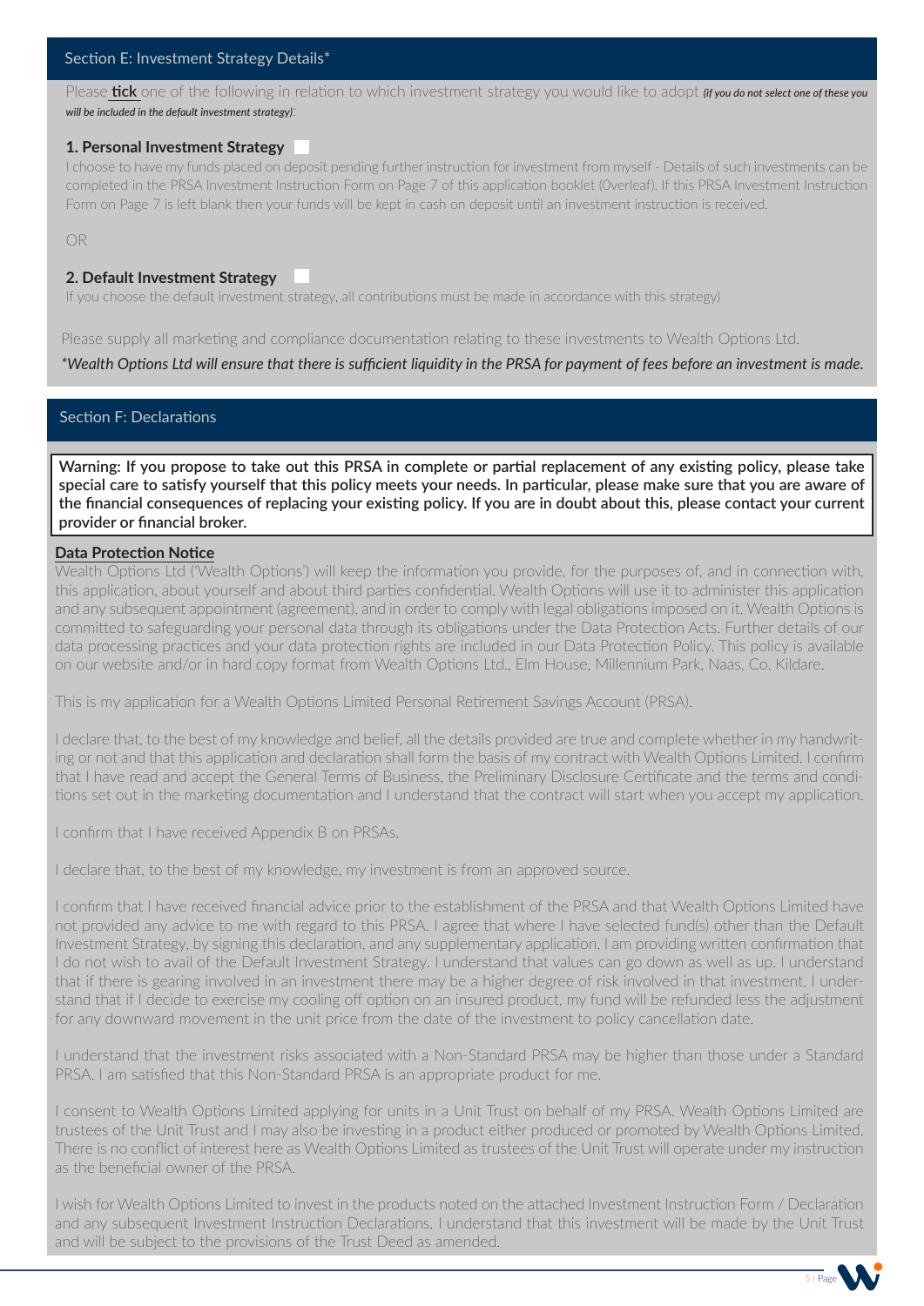## Section E: Investment Strategy Details*

Please **tick** one of the following in relation to which investment strategy you would like to adopt ***(if you do not select one of these you will be included in the default investment strategy)***:

**1. Personal Investment Strategy** ☐

I choose to have my funds placed on deposit pending further instruction for investment from myself - Details of such investments can be completed in the PRSA Investment Instruction Form on Page 7 of this application booklet (Overleaf). If this PRSA Investment Instruction Form on Page 7 is left blank then your funds will be kept in cash on deposit until an investment instruction is received.

OR

**2. Default Investment Strategy** ☐

If you choose the default investment strategy, all contributions must be made in accordance with this strategy)

Please supply all marketing and compliance documentation relating to these investments to Wealth Options Ltd.

*\*Wealth Options Ltd will ensure that there is sufficient liquidity in the PRSA for payment of fees before an investment is made.*

## Section F: Declarations

**Warning: If you propose to take out this PRSA in complete or partial replacement of any existing policy, please take special care to satisfy yourself that this policy meets your needs. In particular, please make sure that you are aware of the financial consequences of replacing your existing policy. If you are in doubt about this, please contact your current provider or financial broker.**

**Data Protection Notice**

Wealth Options Ltd ('Wealth Options') will keep the information you provide, for the purposes of, and in connection with, this application, about yourself and about third parties confidential. Wealth Options will use it to administer this application and any subsequent appointment (agreement), and in order to comply with legal obligations imposed on it. Wealth Options is committed to safeguarding your personal data through its obligations under the Data Protection Acts. Further details of our data processing practices and your data protection rights are included in our Data Protection Policy. This policy is available on our website and/or in hard copy format from Wealth Options Ltd., Elm House, Millennium Park, Naas, Co. Kildare.

This is my application for a Wealth Options Limited Personal Retirement Savings Account (PRSA).

I declare that, to the best of my knowledge and belief, all the details provided are true and complete whether in my handwriting or not and that this application and declaration shall form the basis of my contract with Wealth Options Limited. I confirm that I have read and accept the General Terms of Business, the Preliminary Disclosure Certificate and the terms and conditions set out in the marketing documentation and I understand that the contract will start when you accept my application.

I confirm that I have received Appendix B on PRSAs.

I declare that, to the best of my knowledge, my investment is from an approved source.

I confirm that I have received financial advice prior to the establishment of the PRSA and that Wealth Options Limited have not provided any advice to me with regard to this PRSA. I agree that where I have selected fund(s) other than the Default Investment Strategy, by signing this declaration, and any supplementary application, I am providing written confirmation that I do not wish to avail of the Default Investment Strategy. I understand that values can go down as well as up. I understand that if there is gearing involved in an investment there may be a higher degree of risk involved in that investment. I understand that if I decide to exercise my cooling off option on an insured product, my fund will be refunded less the adjustment for any downward movement in the unit price from the date of the investment to policy cancellation date.

I understand that the investment risks associated with a Non-Standard PRSA may be higher than those under a Standard PRSA. I am satisfied that this Non-Standard PRSA is an appropriate product for me.

I consent to Wealth Options Limited applying for units in a Unit Trust on behalf of my PRSA. Wealth Options Limited are trustees of the Unit Trust and I may also be investing in a product either produced or promoted by Wealth Options Limited. There is no conflict of interest here as Wealth Options Limited as trustees of the Unit Trust will operate under my instruction as the beneficial owner of the PRSA.

I wish for Wealth Options Limited to invest in the products noted on the attached Investment Instruction Form / Declaration and any subsequent Investment Instruction Declarations. I understand that this investment will be made by the Unit Trust and will be subject to the provisions of the Trust Deed as amended.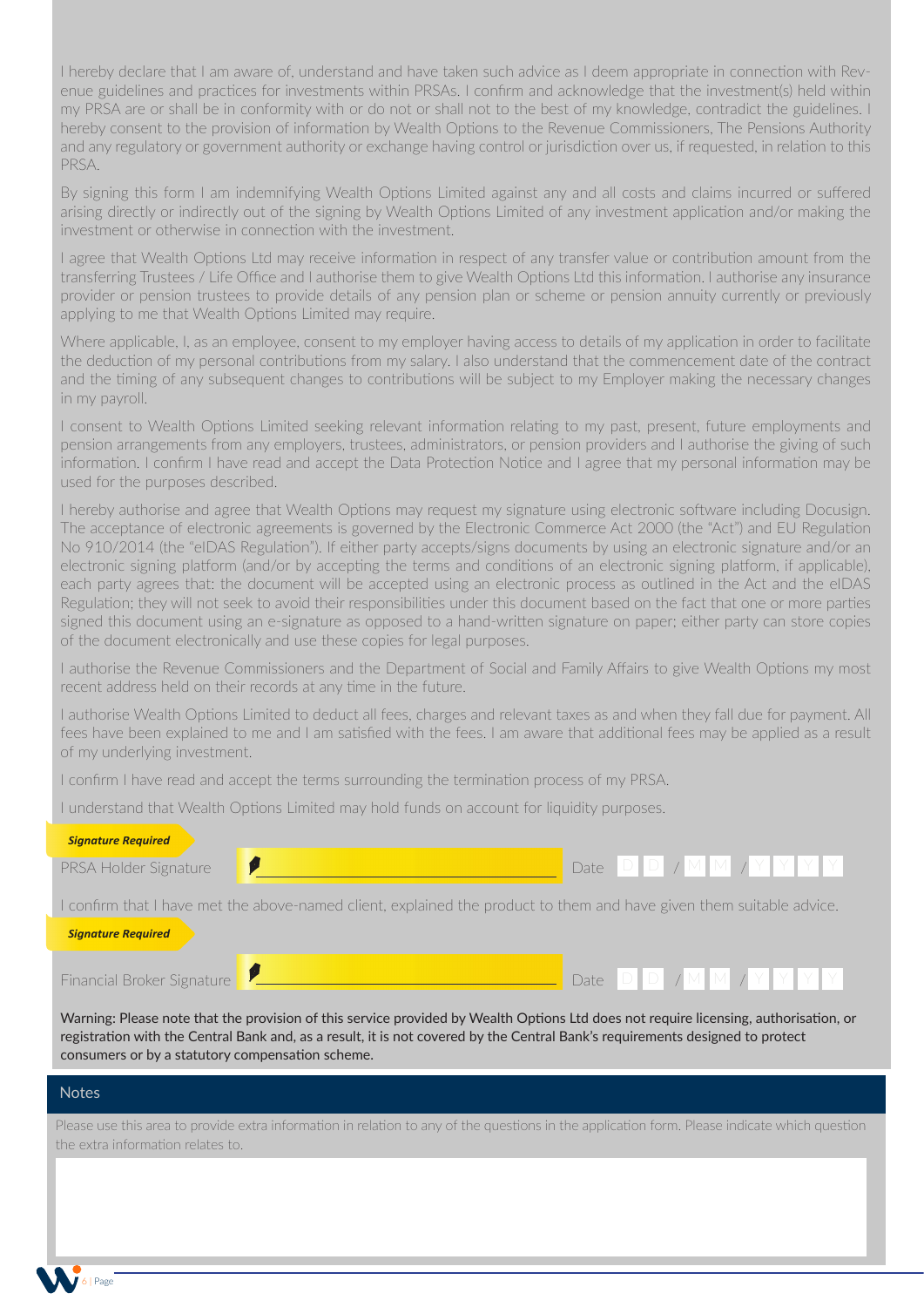I hereby declare that I am aware of, understand and have taken such advice as I deem appropriate in connection with Revenue guidelines and practices for investments within PRSAs. I confirm and acknowledge that the investment(s) held within my PRSA are or shall be in conformity with or do not or shall not to the best of my knowledge, contradict the guidelines. I hereby consent to the provision of information by Wealth Options to the Revenue Commissioners, The Pensions Authority and any regulatory or government authority or exchange having control or jurisdiction over us, if requested, in relation to this PRSA.

By signing this form I am indemnifying Wealth Options Limited against any and all costs and claims incurred or suffered arising directly or indirectly out of the signing by Wealth Options Limited of any investment application and/or making the investment or otherwise in connection with the investment.

I agree that Wealth Options Ltd may receive information in respect of any transfer value or contribution amount from the transferring Trustees / Life Office and I authorise them to give Wealth Options Ltd this information. I authorise any insurance provider or pension trustees to provide details of any pension plan or scheme or pension annuity currently or previously applying to me that Wealth Options Limited may require.

Where applicable, I, as an employee, consent to my employer having access to details of my application in order to facilitate the deduction of my personal contributions from my salary. I also understand that the commencement date of the contract and the timing of any subsequent changes to contributions will be subject to my Employer making the necessary changes in my payroll.

I consent to Wealth Options Limited seeking relevant information relating to my past, present, future employments and pension arrangements from any employers, trustees, administrators, or pension providers and I authorise the giving of such information. I confirm I have read and accept the Data Protection Notice and I agree that my personal information may be used for the purposes described.

I hereby authorise and agree that Wealth Options may request my signature using electronic software including Docusign. The acceptance of electronic agreements is governed by the Electronic Commerce Act 2000 (the "Act") and EU Regulation No 910/2014 (the "eIDAS Regulation"). If either party accepts/signs documents by using an electronic signature and/or an electronic signing platform (and/or by accepting the terms and conditions of an electronic signing platform, if applicable), each party agrees that: the document will be accepted using an electronic process as outlined in the Act and the eIDAS Regulation; they will not seek to avoid their responsibilities under this document based on the fact that one or more parties signed this document using an e-signature as opposed to a hand-written signature on paper; either party can store copies of the document electronically and use these copies for legal purposes.

I authorise the Revenue Commissioners and the Department of Social and Family Affairs to give Wealth Options my most recent address held on their records at any time in the future.

I authorise Wealth Options Limited to deduct all fees, charges and relevant taxes as and when they fall due for payment. All fees have been explained to me and I am satisfied with the fees. I am aware that additional fees may be applied as a result of my underlying investment.

I confirm I have read and accept the terms surrounding the termination process of my PRSA.

I understand that Wealth Options Limited may hold funds on account for liquidity purposes.

***Signature Required***

PRSA Holder Signature ____________________ Date D D / M M / Y Y Y Y

I confirm that I have met the above-named client, explained the product to them and have given them suitable advice.

***Signature Required***

Financial Broker Signature ____________________ Date D D / M M / Y Y Y Y

Warning: Please note that the provision of this service provided by Wealth Options Ltd does not require licensing, authorisation, or registration with the Central Bank and, as a result, it is not covered by the Central Bank's requirements designed to protect consumers or by a statutory compensation scheme.

## Notes

Please use this area to provide extra information in relation to any of the questions in the application form. Please indicate which question the extra information relates to.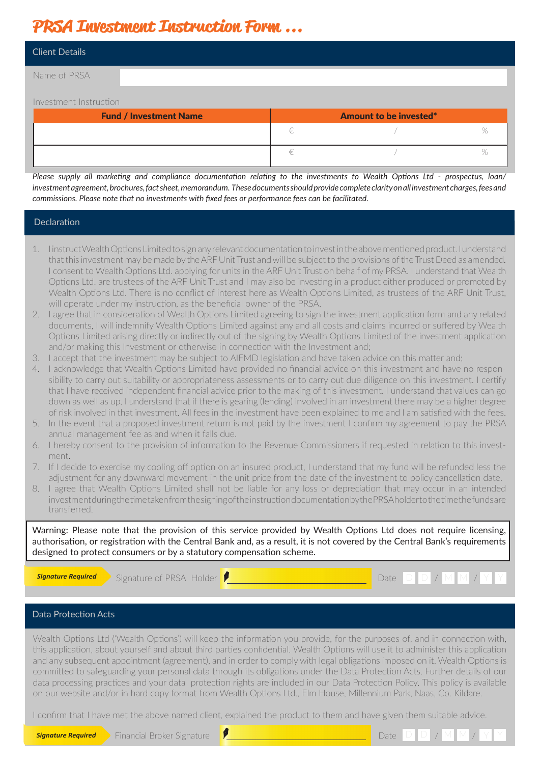# PRSA Investment Instruction Form ...

## Client Details

Name of PRSA

Investment Instruction

| Fund / Investment Name | Amount to be invested* |
|---|---|
| | € / % |
| | € / % |

*Please supply all marketing and compliance documentation relating to the investments to Wealth Options Ltd - prospectus, loan/ investment agreement, brochures, fact sheet, memorandum. These documents should provide complete clarity on all investment charges, fees and commissions. Please note that no investments with fixed fees or performance fees can be facilitated.*

## Declaration

1. I instruct Wealth Options Limited to sign any relevant documentation to invest in the above mentioned product. I understand that this investment may be made by the ARF Unit Trust and will be subject to the provisions of the Trust Deed as amended. I consent to Wealth Options Ltd. applying for units in the ARF Unit Trust on behalf of my PRSA. I understand that Wealth Options Ltd. are trustees of the ARF Unit Trust and I may also be investing in a product either produced or promoted by Wealth Options Ltd. There is no conflict of interest here as Wealth Options Limited, as trustees of the ARF Unit Trust, will operate under my instruction, as the beneficial owner of the PRSA.
2. I agree that in consideration of Wealth Options Limited agreeing to sign the investment application form and any related documents, I will indemnify Wealth Options Limited against any and all costs and claims incurred or suffered by Wealth Options Limited arising directly or indirectly out of the signing by Wealth Options Limited of the investment application and/or making this Investment or otherwise in connection with the Investment and;
3. I accept that the investment may be subject to AIFMD legislation and have taken advice on this matter and;
4. I acknowledge that Wealth Options Limited have provided no financial advice on this investment and have no responsibility to carry out suitability or appropriateness assessments or to carry out due diligence on this investment. I certify that I have received independent financial advice prior to the making of this investment. I understand that values can go down as well as up. I understand that if there is gearing (lending) involved in an investment there may be a higher degree of risk involved in that investment. All fees in the investment have been explained to me and I am satisfied with the fees.
5. In the event that a proposed investment return is not paid by the investment I confirm my agreement to pay the PRSA annual management fee as and when it falls due.
6. I hereby consent to the provision of information to the Revenue Commissioners if requested in relation to this investment.
7. If I decide to exercise my cooling off option on an insured product, I understand that my fund will be refunded less the adjustment for any downward movement in the unit price from the date of the investment to policy cancellation date.
8. I agree that Wealth Options Limited shall not be liable for any loss or depreciation that may occur in an intended investment during the time taken from the signing of the instruction documentation by the PRSA holder to the time the funds are transferred.

Warning: Please note that the provision of this service provided by Wealth Options Ltd does not require licensing, authorisation, or registration with the Central Bank and, as a result, it is not covered by the Central Bank's requirements designed to protect consumers or by a statutory compensation scheme.

***Signature Required*** Signature of PRSA Holder ____________________ Date D D / M M / Y Y

## Data Protection Acts

Wealth Options Ltd ('Wealth Options') will keep the information you provide, for the purposes of, and in connection with, this application, about yourself and about third parties confidential. Wealth Options will use it to administer this application and any subsequent appointment (agreement), and in order to comply with legal obligations imposed on it. Wealth Options is committed to safeguarding your personal data through its obligations under the Data Protection Acts. Further details of our data processing practices and your data protection rights are included in our Data Protection Policy. This policy is available on our website and/or in hard copy format from Wealth Options Ltd., Elm House, Millennium Park, Naas, Co. Kildare.

I confirm that I have met the above named client, explained the product to them and have given them suitable advice.

***Signature Required*** Financial Broker Signature ____________________ Date D D / M M / Y Y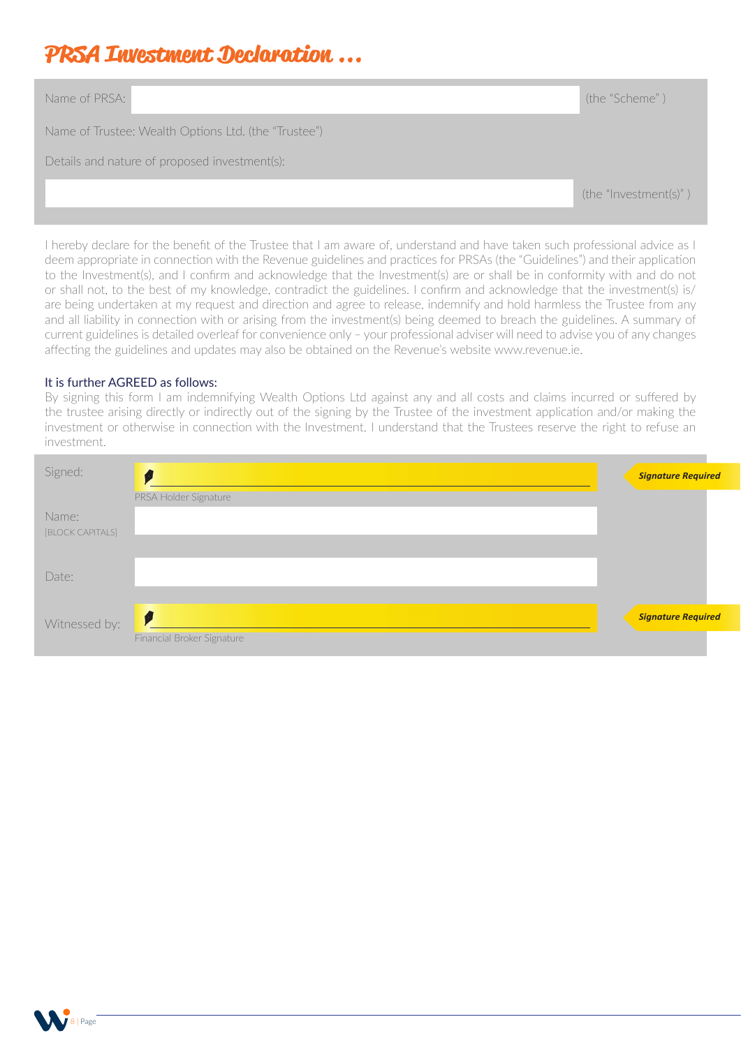# PRSA Investment Declaration ...

Name of PRSA: ______________________________ (the "Scheme" )

Name of Trustee: Wealth Options Ltd. (the "Trustee")

Details and nature of proposed investment(s):

______________________________ (the "Investment(s)" )

I hereby declare for the benefit of the Trustee that I am aware of, understand and have taken such professional advice as I deem appropriate in connection with the Revenue guidelines and practices for PRSAs (the "Guidelines") and their application to the Investment(s), and I confirm and acknowledge that the Investment(s) are or shall be in conformity with and do not or shall not, to the best of my knowledge, contradict the guidelines. I confirm and acknowledge that the investment(s) is/are being undertaken at my request and direction and agree to release, indemnify and hold harmless the Trustee from any and all liability in connection with or arising from the investment(s) being deemed to breach the guidelines. A summary of current guidelines is detailed overleaf for convenience only – your professional adviser will need to advise you of any changes affecting the guidelines and updates may also be obtained on the Revenue's website www.revenue.ie.

It is further AGREED as follows:

By signing this form I am indemnifying Wealth Options Ltd against any and all costs and claims incurred or suffered by the trustee arising directly or indirectly out of the signing by the Trustee of the investment application and/or making the investment or otherwise in connection with the Investment. I understand that the Trustees reserve the right to refuse an investment.

Signed: ______________________________ ***Signature Required***

PRSA Holder Signature

Name: [BLOCK CAPITALS] ______________________________

Date: ______________________________

Witnessed by: ______________________________ ***Signature Required***

Financial Broker Signature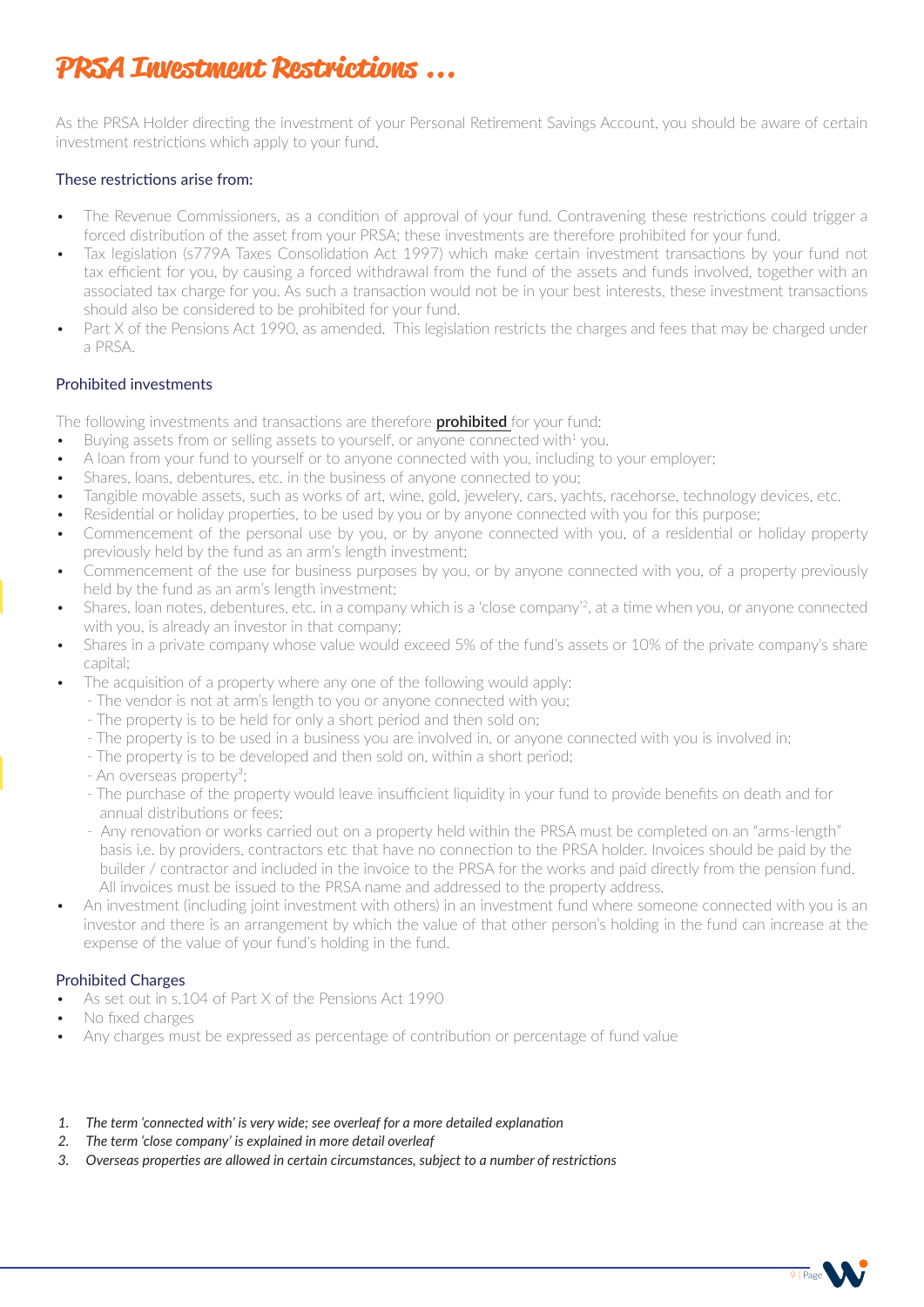# PRSA Investment Restrictions …

As the PRSA Holder directing the investment of your Personal Retirement Savings Account, you should be aware of certain investment restrictions which apply to your fund.

## These restrictions arise from:

- The Revenue Commissioners, as a condition of approval of your fund. Contravening these restrictions could trigger a forced distribution of the asset from your PRSA; these investments are therefore prohibited for your fund.
- Tax legislation (s779A Taxes Consolidation Act 1997) which make certain investment transactions by your fund not tax efficient for you, by causing a forced withdrawal from the fund of the assets and funds involved, together with an associated tax charge for you. As such a transaction would not be in your best interests, these investment transactions should also be considered to be prohibited for your fund.
- Part X of the Pensions Act 1990, as amended. This legislation restricts the charges and fees that may be charged under a PRSA.

## Prohibited investments

The following investments and transactions are therefore **prohibited** for your fund:

- Buying assets from or selling assets to yourself, or anyone connected with[1] you.
- A loan from your fund to yourself or to anyone connected with you, including to your employer;
- Shares, loans, debentures, etc. in the business of anyone connected to you;
- Tangible movable assets, such as works of art, wine, gold, jewelery, cars, yachts, racehorse, technology devices, etc.
- Residential or holiday properties, to be used by you or by anyone connected with you for this purpose;
- Commencement of the personal use by you, or by anyone connected with you, of a residential or holiday property previously held by the fund as an arm's length investment;
- Commencement of the use for business purposes by you, or by anyone connected with you, of a property previously held by the fund as an arm's length investment;
- Shares, loan notes, debentures, etc. in a company which is a 'close company'[2], at a time when you, or anyone connected with you, is already an investor in that company;
- Shares in a private company whose value would exceed 5% of the fund's assets or 10% of the private company's share capital;
- The acquisition of a property where any one of the following would apply:
  - The vendor is not at arm's length to you or anyone connected with you;
  - The property is to be held for only a short period and then sold on;
  - The property is to be used in a business you are involved in, or anyone connected with you is involved in;
  - The property is to be developed and then sold on, within a short period;
  - An overseas property[3];
  - The purchase of the property would leave insufficient liquidity in your fund to provide benefits on death and for annual distributions or fees;
  - Any renovation or works carried out on a property held within the PRSA must be completed on an "arms-length" basis i.e. by providers, contractors etc that have no connection to the PRSA holder. Invoices should be paid by the builder / contractor and included in the invoice to the PRSA for the works and paid directly from the pension fund. All invoices must be issued to the PRSA name and addressed to the property address.
- An investment (including joint investment with others) in an investment fund where someone connected with you is an investor and there is an arrangement by which the value of that other person's holding in the fund can increase at the expense of the value of your fund's holding in the fund.

## Prohibited Charges

- As set out in s.104 of Part X of the Pensions Act 1990
- No fixed charges
- Any charges must be expressed as percentage of contribution or percentage of fund value

1. *The term 'connected with' is very wide; see overleaf for a more detailed explanation*
2. *The term 'close company' is explained in more detail overleaf*
3. *Overseas properties are allowed in certain circumstances, subject to a number of restrictions*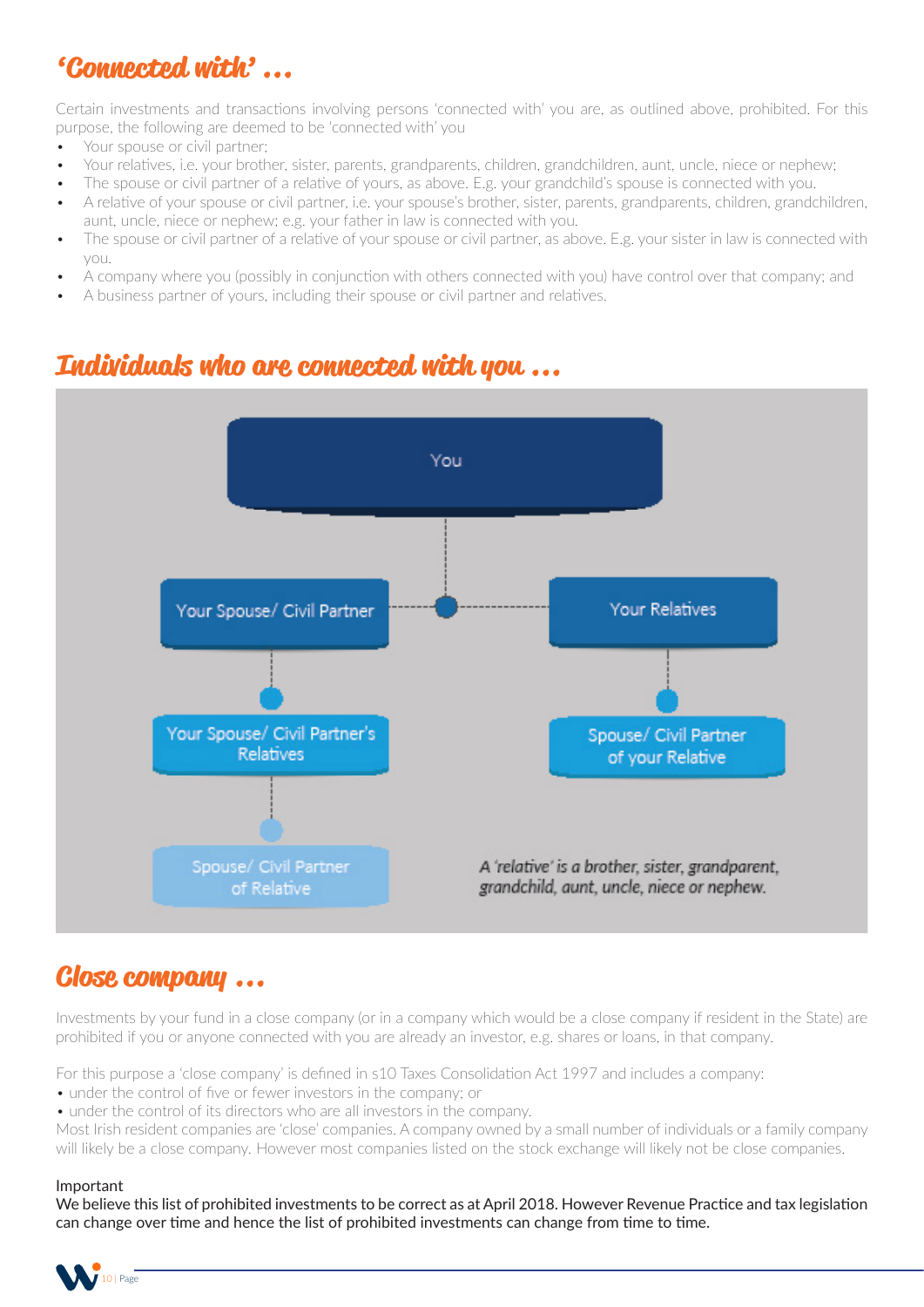## 'Connected with' …

Certain investments and transactions involving persons 'connected with' you are, as outlined above, prohibited. For this purpose, the following are deemed to be 'connected with' you

- Your spouse or civil partner;
- Your relatives, i.e. your brother, sister, parents, grandparents, children, grandchildren, aunt, uncle, niece or nephew;
- The spouse or civil partner of a relative of yours, as above. E.g. your grandchild's spouse is connected with you.
- A relative of your spouse or civil partner, i.e. your spouse's brother, sister, parents, grandparents, children, grandchildren, aunt, uncle, niece or nephew; e.g. your father in law is connected with you.
- The spouse or civil partner of a relative of your spouse or civil partner, as above. E.g. your sister in law is connected with you.
- A company where you (possibly in conjunction with others connected with you) have control over that company; and
- A business partner of yours, including their spouse or civil partner and relatives.

## Individuals who are connected with you …

You

Your Spouse/ Civil Partner

Your Relatives

Your Spouse/ Civil Partner's Relatives

Spouse/ Civil Partner of your Relative

Spouse/ Civil Partner of Relative

*A 'relative' is a brother, sister, grandparent, grandchild, aunt, uncle, niece or nephew.*

## Close company …

Investments by your fund in a close company (or in a company which would be a close company if resident in the State) are prohibited if you or anyone connected with you are already an investor, e.g. shares or loans, in that company.

For this purpose a 'close company' is defined in s10 Taxes Consolidation Act 1997 and includes a company:

- under the control of five or fewer investors in the company; or
- under the control of its directors who are all investors in the company.

Most Irish resident companies are 'close' companies. A company owned by a small number of individuals or a family company will likely be a close company. However most companies listed on the stock exchange will likely not be close companies.

Important

We believe this list of prohibited investments to be correct as at April 2018. However Revenue Practice and tax legislation can change over time and hence the list of prohibited investments can change from time to time.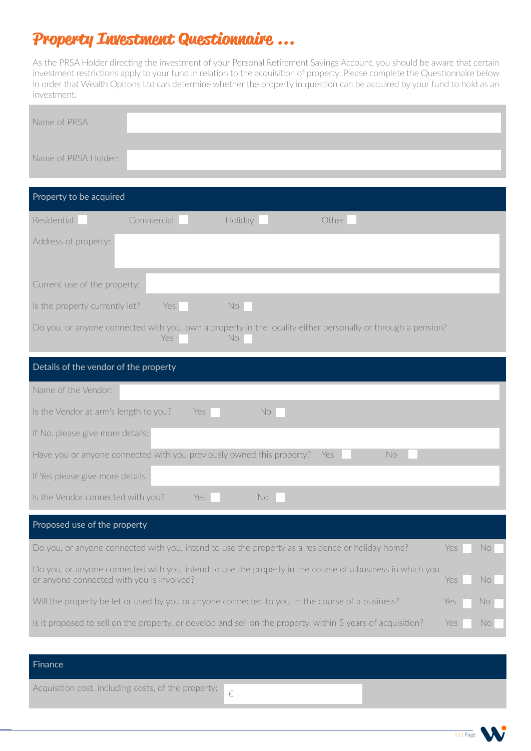# Property Investment Questionnaire ...

As the PRSA Holder directing the investment of your Personal Retirement Savings Account, you should be aware that certain investment restrictions apply to your fund in relation to the acquisition of property. Please complete the Questionnaire below in order that Wealth Options Ltd can determine whether the property in question can be acquired by your fund to hold as an investment.

Name of PRSA

Name of PRSA Holder:

## Property to be acquired

Residential ☐ Commercial ☐ Holiday ☐ Other ☐

Address of property:

Current use of the property:

Is the property currently let? Yes ☐ No ☐

Do you, or anyone connected with you, own a property in the locality either personally or through a pension? Yes ☐ No ☐

## Details of the vendor of the property

Name of the Vendor:

Is the Vendor at arm's length to you? Yes ☐ No ☐

If No, please give more details:

Have you or anyone connected with you previously owned this property? Yes ☐ No ☐

If Yes please give more details

Is the Vendor connected with you? Yes ☐ No ☐

## Proposed use of the property

Do you, or anyone connected with you, intend to use the property as a residence or holiday home? Yes ☐ No ☐

Do you, or anyone connected with you, intend to use the property in the course of a business in which you or anyone connected with you is involved? Yes ☐ No ☐

Will the property be let or used by you or anyone connected to you, in the course of a business? Yes ☐ No ☐

Is it proposed to sell on the property, or develop and sell on the property, within 5 years of acquisition? Yes ☐ No ☐

## Finance

Acquisition cost, including costs, of the property: €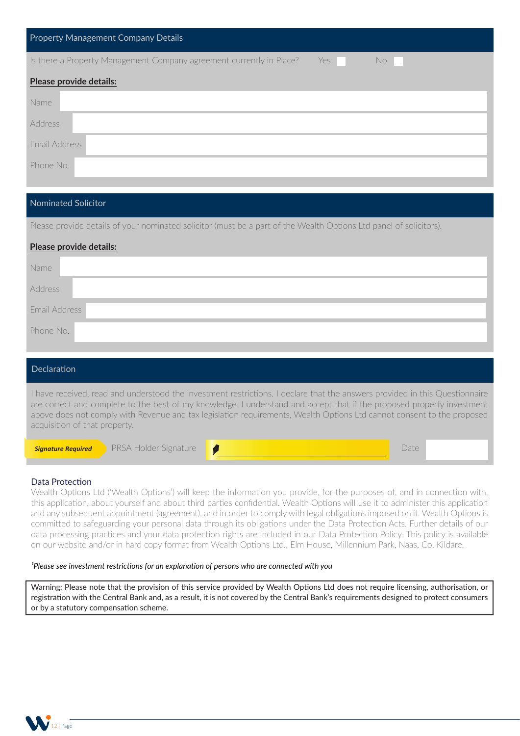## Property Management Company Details

Is there a Property Management Company agreement currently in Place? Yes ☐ No ☐

**Please provide details:**

| | |
|---|---|
| Name | |
| Address | |
| Email Address | |
| Phone No. | |

## Nominated Solicitor

Please provide details of your nominated solicitor (must be a part of the Wealth Options Ltd panel of solicitors).

**Please provide details:**

| | |
|---|---|
| Name | |
| Address | |
| Email Address | |
| Phone No. | |

## Declaration

I have received, read and understood the investment restrictions. I declare that the answers provided in this Questionnaire are correct and complete to the best of my knowledge. I understand and accept that if the proposed property investment above does not comply with Revenue and tax legislation requirements, Wealth Options Ltd cannot consent to the proposed acquisition of that property.

***Signature Required*** PRSA Holder Signature ______________________ Date ________

### Data Protection

Wealth Options Ltd ('Wealth Options') will keep the information you provide, for the purposes of, and in connection with, this application, about yourself and about third parties confidential. Wealth Options will use it to administer this application and any subsequent appointment (agreement), and in order to comply with legal obligations imposed on it. Wealth Options is committed to safeguarding your personal data through its obligations under the Data Protection Acts. Further details of our data processing practices and your data protection rights are included in our Data Protection Policy. This policy is available on our website and/or in hard copy format from Wealth Options Ltd., Elm House, Millennium Park, Naas, Co. Kildare.

*[1]Please see investment restrictions for an explanation of persons who are connected with you*

Warning: Please note that the provision of this service provided by Wealth Options Ltd does not require licensing, authorisation, or registration with the Central Bank and, as a result, it is not covered by the Central Bank's requirements designed to protect consumers or by a statutory compensation scheme.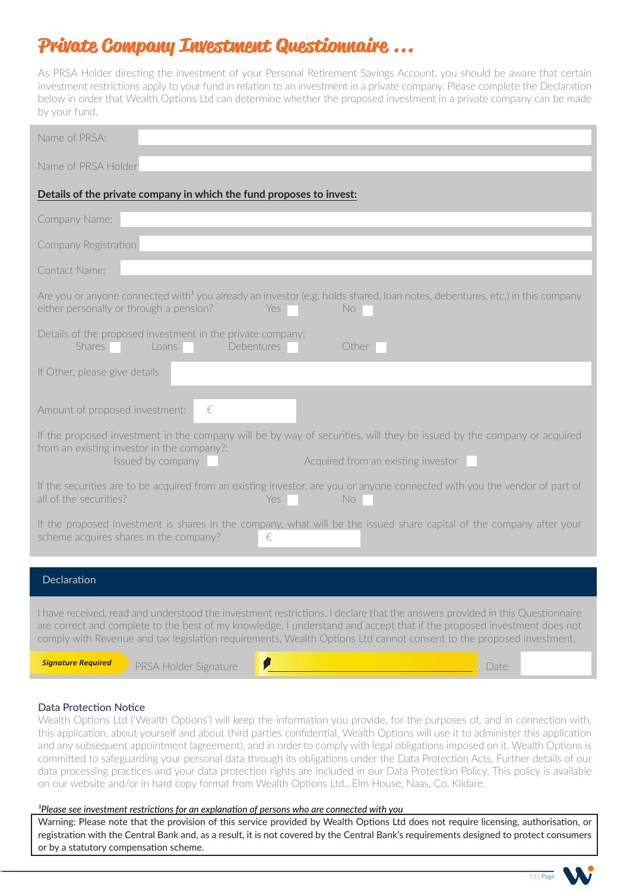# Private Company Investment Questionnaire ...

As PRSA Holder directing the investment of your Personal Retirement Savings Account, you should be aware that certain investment restrictions apply to your fund in relation to an investment in a private company. Please complete the Declaration below in order that Wealth Options Ltd can determine whether the proposed investment in a private company can be made by your fund.

Name of PRSA:

Name of PRSA Holder

**Details of the private company in which the fund proposes to invest:**

Company Name:

Company Registration

Contact Name:

Are you or anyone connected with[1] you already an investor (e.g. holds shared, loan notes, debentures, etc.) in this company either personally or through a pension? Yes ☐ No ☐

Details of the proposed investment in the private company:
Shares ☐ Loans ☐ Debentures ☐ Other ☐

If Other, please give details

Amount of proposed investment: €

If the proposed investment in the company will be by way of securities, will they be issued by the company or acquired from an existing investor in the company?:
Issued by company ☐ Acquired from an existing investor ☐

If the securities are to be acquired from an existing investor, are you or anyone connected with you the vendor of part of all of the securities? Yes ☐ No ☐

If the proposed investment is shares in the company, what will be the issued share capital of the company after your scheme acquires shares in the company? €

## Declaration

I have received, read and understood the investment restrictions. I declare that the answers provided in this Questionnaire are correct and complete to the best of my knowledge. I understand and accept that if the proposed investment does not comply with Revenue and tax legislation requirements, Wealth Options Ltd cannot consent to the proposed investment.

***Signature Required*** PRSA Holder Signature ____________________ Date

### Data Protection Notice

Wealth Options Ltd ('Wealth Options') will keep the information you provide, for the purposes of, and in connection with, this application, about yourself and about third parties confidential. Wealth Options will use it to administer this application and any subsequent appointment (agreement), and in order to comply with legal obligations imposed on it. Wealth Options is committed to safeguarding your personal data through its obligations under the Data Protection Acts. Further details of our data processing practices and your data protection rights are included in our Data Protection Policy. This policy is available on our website and/or in hard copy format from Wealth Options Ltd., Elm House, Naas, Co. Kildare.

*[1]Please see investment restrictions for an explanation of persons who are connected with you*

Warning: Please note that the provision of this service provided by Wealth Options Ltd does not require licensing, authorisation, or registration with the Central Bank and, as a result, it is not covered by the Central Bank's requirements designed to protect consumers or by a statutory compensation scheme.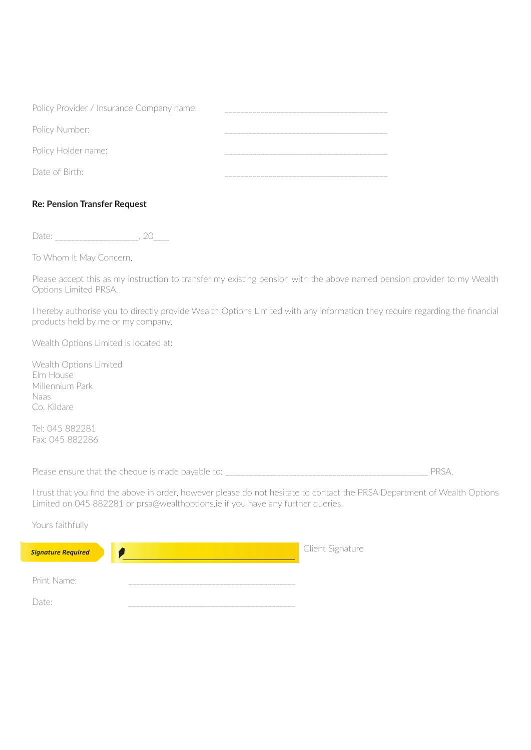Policy Provider / Insurance Company name: ________________________________________

Policy Number: ________________________________________

Policy Holder name: ________________________________________

Date of Birth: ________________________________________

**Re: Pension Transfer Request**

Date: ___________________, 20___

To Whom It May Concern,

Please accept this as my instruction to transfer my existing pension with the above named pension provider to my Wealth Options Limited PRSA.

I hereby authorise you to directly provide Wealth Options Limited with any information they require regarding the financial products held by me or my company.

Wealth Options Limited is located at:

Wealth Options Limited
Elm House
Millennium Park
Naas
Co. Kildare

Tel: 045 882281
Fax: 045 882286

Please ensure that the cheque is made payable to: _________________________________________________ PRSA.

I trust that you find the above in order, however please do not hesitate to contact the PRSA Department of Wealth Options Limited on 045 882281 or prsa@wealthoptions.ie if you have any further queries.

Yours faithfully

***Signature Required*** ________________________________________ Client Signature

Print Name: ________________________________________

Date: ________________________________________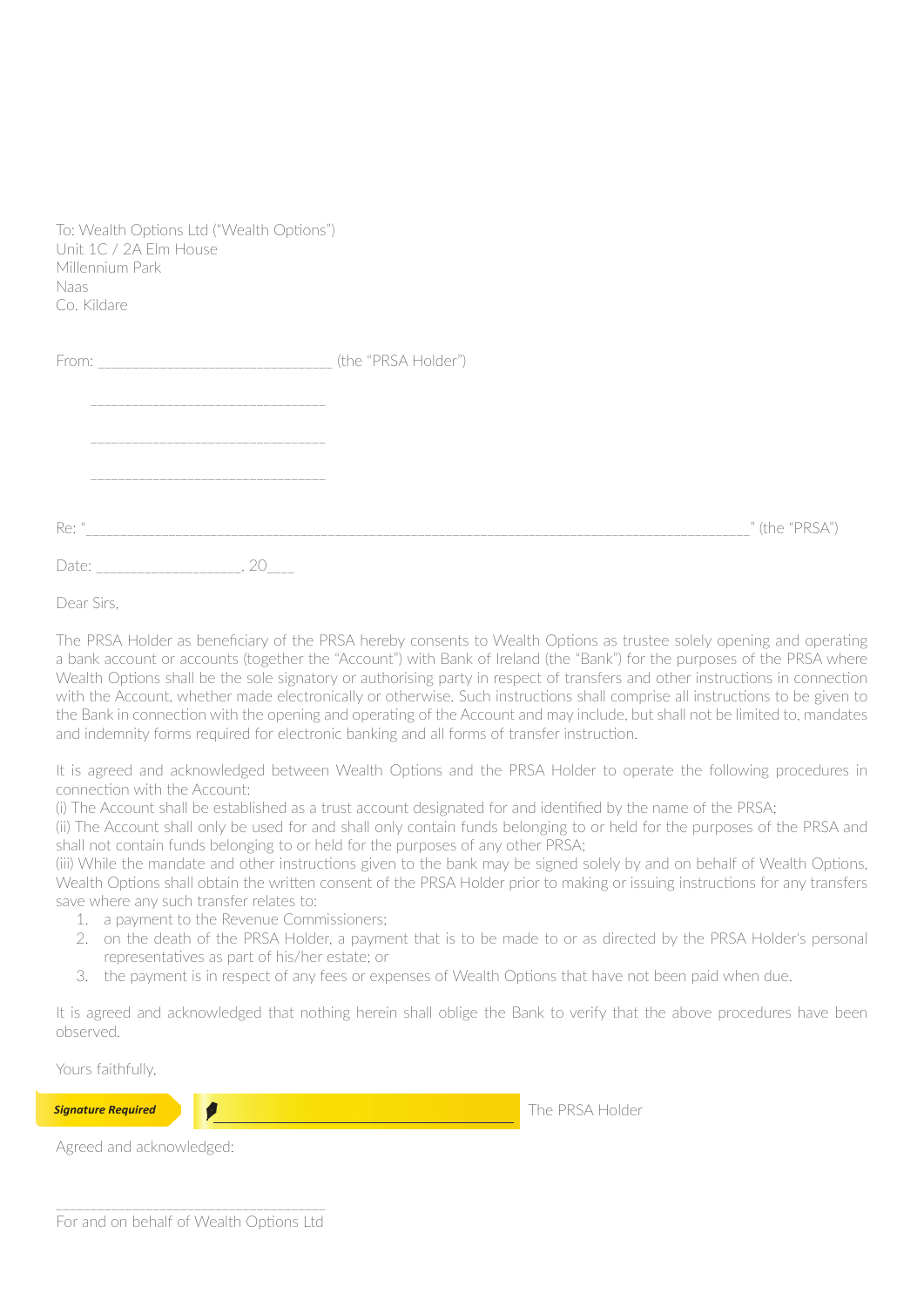To: Wealth Options Ltd ("Wealth Options")
Unit 1C / 2A Elm House
Millennium Park
Naas
Co. Kildare

From: ______________________________ (the "PRSA Holder")

______________________________

______________________________

______________________________

Re: "______________________________________________________________________________________" (the "PRSA")

Date: __________________, 20___

Dear Sirs,

The PRSA Holder as beneficiary of the PRSA hereby consents to Wealth Options as trustee solely opening and operating a bank account or accounts (together the "Account") with Bank of Ireland (the "Bank") for the purposes of the PRSA where Wealth Options shall be the sole signatory or authorising party in respect of transfers and other instructions in connection with the Account, whether made electronically or otherwise. Such instructions shall comprise all instructions to be given to the Bank in connection with the opening and operating of the Account and may include, but shall not be limited to, mandates and indemnity forms required for electronic banking and all forms of transfer instruction.

It is agreed and acknowledged between Wealth Options and the PRSA Holder to operate the following procedures in connection with the Account:

(i) The Account shall be established as a trust account designated for and identified by the name of the PRSA;

(ii) The Account shall only be used for and shall only contain funds belonging to or held for the purposes of the PRSA and shall not contain funds belonging to or held for the purposes of any other PRSA;

(iii) While the mandate and other instructions given to the bank may be signed solely by and on behalf of Wealth Options, Wealth Options shall obtain the written consent of the PRSA Holder prior to making or issuing instructions for any transfers save where any such transfer relates to:

1. a payment to the Revenue Commissioners;
2. on the death of the PRSA Holder, a payment that is to be made to or as directed by the PRSA Holder's personal representatives as part of his/her estate; or
3. the payment is in respect of any fees or expenses of Wealth Options that have not been paid when due.

It is agreed and acknowledged that nothing herein shall oblige the Bank to verify that the above procedures have been observed.

Yours faithfully,

*Signature Required* ______________________________ The PRSA Holder

Agreed and acknowledged:

______________________________
For and on behalf of Wealth Options Ltd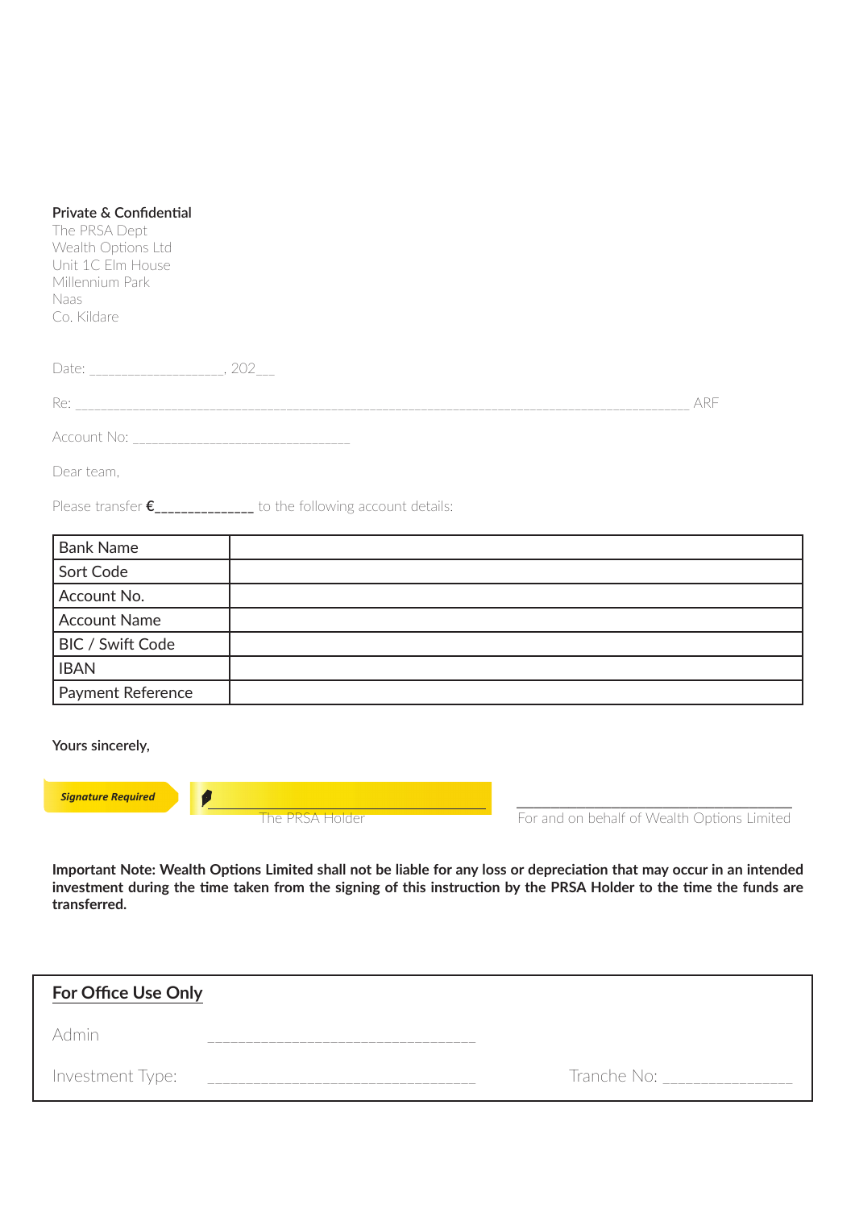**Private & Confidential**
The PRSA Dept
Wealth Options Ltd
Unit 1C Elm House
Millennium Park
Naas
Co. Kildare

Date: ___________________, 202___

Re: ___________________________________________________________________________________ ARF

Account No: _______________________________

Dear team,

Please transfer **€______________** to the following account details:

| Bank Name | |
|---|---|
| Sort Code | |
| Account No. | |
| Account Name | |
| BIC / Swift Code | |
| IBAN | |
| Payment Reference | |

**Yours sincerely,**

*Signature Required*

_______________________________
The PRSA Holder

_______________________________
For and on behalf of Wealth Options Limited

**Important Note: Wealth Options Limited shall not be liable for any loss or depreciation that may occur in an intended investment during the time taken from the signing of this instruction by the PRSA Holder to the time the funds are transferred.**

**For Office Use Only**

Admin _________________________________

Investment Type: _________________________________ Tranche No: _______________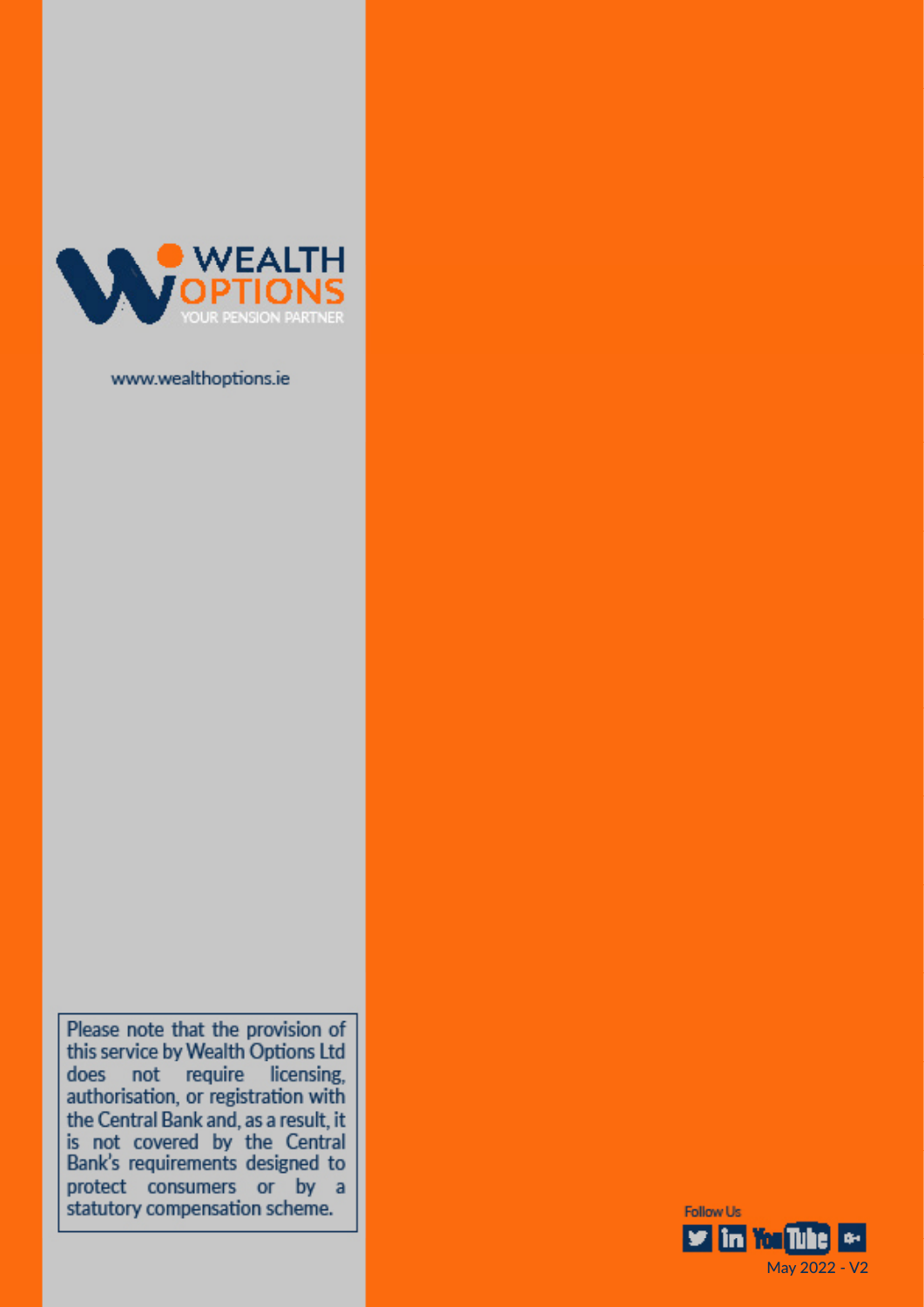WEALTH OPTIONS

YOUR PENSION PARTNER

www.wealthoptions.ie

Please note that the provision of this service by Wealth Options Ltd does not require licensing, authorisation, or registration with the Central Bank and, as a result, it is not covered by the Central Bank's requirements designed to protect consumers or by a statutory compensation scheme.

Follow Us

May 2022 - V2